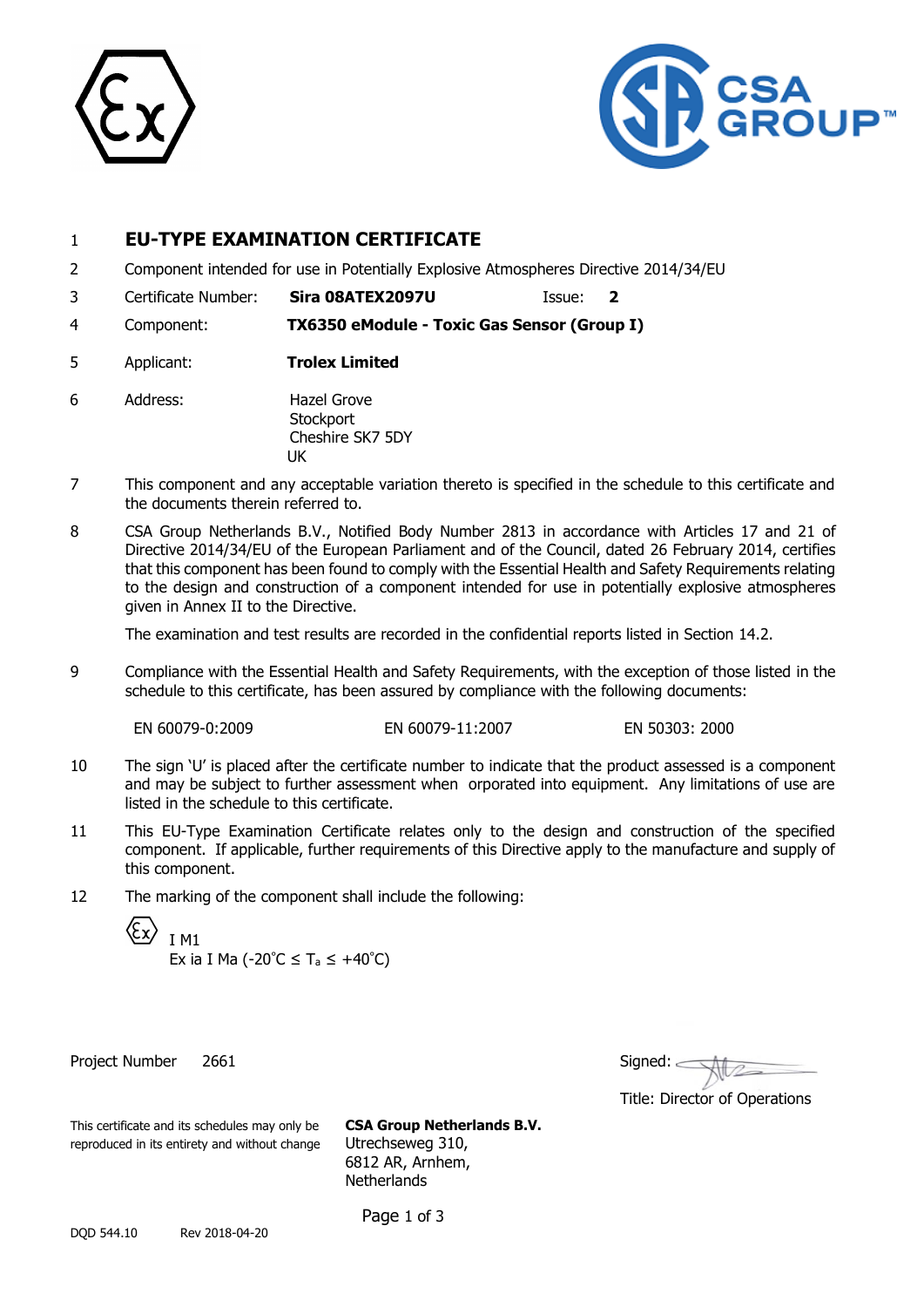# 1 EU-TYPE EXAMINATION CERTIFICATE

2 Component intended for use in Potentially Explosive Atmospheres Directive 2014/34/EU

3 Certificate Number: **Sira 08ATEX2097U** Issue: **2**

4 Component: **TX6350 eModule - Toxic Gas Sensor (Group I)**

5 Applicant: **Trolex Limited**

6 Address: Hazel Grove
Stockport
Cheshire SK7 5DY
UK

7 This component and any acceptable variation thereto is specified in the schedule to this certificate and the documents therein referred to.

8 CSA Group Netherlands B.V., Notified Body Number 2813 in accordance with Articles 17 and 21 of Directive 2014/34/EU of the European Parliament and of the Council, dated 26 February 2014, certifies that this component has been found to comply with the Essential Health and Safety Requirements relating to the design and construction of a component intended for use in potentially explosive atmospheres given in Annex II to the Directive.

The examination and test results are recorded in the confidential reports listed in Section 14.2.

9 Compliance with the Essential Health and Safety Requirements, with the exception of those listed in the schedule to this certificate, has been assured by compliance with the following documents:

EN 60079-0:2009 EN 60079-11:2007 EN 50303: 2000

10 The sign 'U' is placed after the certificate number to indicate that the product assessed is a component and may be subject to further assessment when orporated into equipment. Any limitations of use are listed in the schedule to this certificate.

11 This EU-Type Examination Certificate relates only to the design and construction of the specified component. If applicable, further requirements of this Directive apply to the manufacture and supply of this component.

12 The marking of the component shall include the following:

Ex I M1
Ex ia I Ma ($-20^{\circ}C \leq T_a \leq +40^{\circ}C$)

Project Number 2661

Signed:

Title: Director of Operations

This certificate and its schedules may only be reproduced in its entirety and without change

**CSA Group Netherlands B.V.**
Utrechseweg 310,
6812 AR, Arnhem,
Netherlands

DQD 544.10 Rev 2018-04-20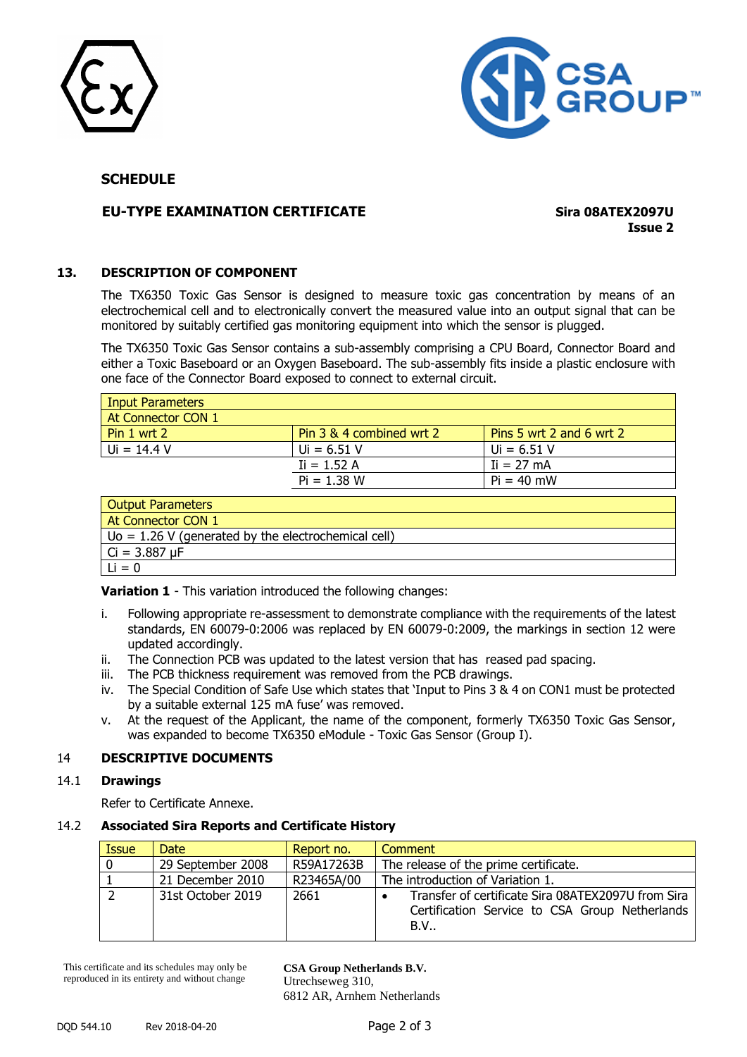**SCHEDULE**

**EU-TYPE EXAMINATION CERTIFICATE**

**Sira 08ATEX2097U**
**Issue 2**

## 13. DESCRIPTION OF COMPONENT

The TX6350 Toxic Gas Sensor is designed to measure toxic gas concentration by means of an electrochemical cell and to electronically convert the measured value into an output signal that can be monitored by suitably certified gas monitoring equipment into which the sensor is plugged.

The TX6350 Toxic Gas Sensor contains a sub-assembly comprising a CPU Board, Connector Board and either a Toxic Baseboard or an Oxygen Baseboard. The sub-assembly fits inside a plastic enclosure with one face of the Connector Board exposed to connect to external circuit.

| Input Parameters | | |
|---|---|---|
| At Connector CON 1 | | |
| Pin 1 wrt 2 | Pin 3 & 4 combined wrt 2 | Pins 5 wrt 2 and 6 wrt 2 |
| Ui = 14.4 V | Ui = 6.51 V | Ui = 6.51 V |
| | Ii = 1.52 A | Ii = 27 mA |
| | Pi = 1.38 W | Pi = 40 mW |

| Output Parameters |
|---|
| At Connector CON 1 |
| Uo = 1.26 V (generated by the electrochemical cell) |
| Ci = 3.887 µF |
| Li = 0 |

**Variation 1** - This variation introduced the following changes:

i. Following appropriate re-assessment to demonstrate compliance with the requirements of the latest standards, EN 60079-0:2006 was replaced by EN 60079-0:2009, the markings in section 12 were updated accordingly.
ii. The Connection PCB was updated to the latest version that has reased pad spacing.
iii. The PCB thickness requirement was removed from the PCB drawings.
iv. The Special Condition of Safe Use which states that 'Input to Pins 3 & 4 on CON1 must be protected by a suitable external 125 mA fuse' was removed.
v. At the request of the Applicant, the name of the component, formerly TX6350 Toxic Gas Sensor, was expanded to become TX6350 eModule - Toxic Gas Sensor (Group I).

## 14 DESCRIPTIVE DOCUMENTS

### 14.1 Drawings

Refer to Certificate Annexe.

### 14.2 Associated Sira Reports and Certificate History

| Issue | Date | Report no. | Comment |
|---|---|---|---|
| 0 | 29 September 2008 | R59A17263B | The release of the prime certificate. |
| 1 | 21 December 2010 | R23465A/00 | The introduction of Variation 1. |
| 2 | 31st October 2019 | 2661 | • Transfer of certificate Sira 08ATEX2097U from Sira Certification Service to CSA Group Netherlands B.V.. |

This certificate and its schedules may only be reproduced in its entirety and without change

**CSA Group Netherlands B.V.**
Utrechseweg 310,
6812 AR, Arnhem Netherlands

DQD 544.10 Rev 2018-04-20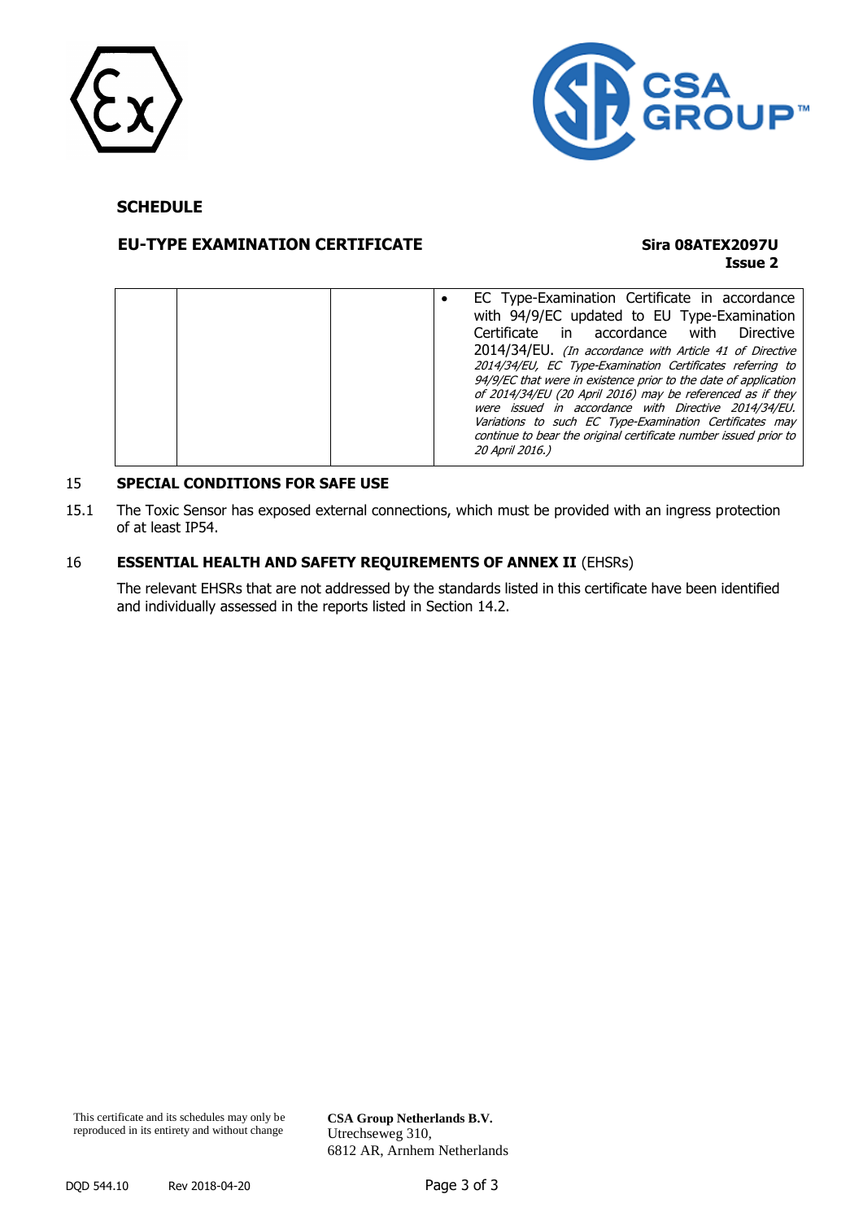**SCHEDULE**

**EU-TYPE EXAMINATION CERTIFICATE** — **Sira 08ATEX2097U**
**Issue 2**

| | | | |
|---|---|---|---|
| | | | • EC Type-Examination Certificate in accordance with 94/9/EC updated to EU Type-Examination Certificate in accordance with Directive 2014/34/EU. *(In accordance with Article 41 of Directive 2014/34/EU, EC Type-Examination Certificates referring to 94/9/EC that were in existence prior to the date of application of 2014/34/EU (20 April 2016) may be referenced as if they were issued in accordance with Directive 2014/34/EU. Variations to such EC Type-Examination Certificates may continue to bear the original certificate number issued prior to 20 April 2016.)* |

15 **SPECIAL CONDITIONS FOR SAFE USE**

15.1 The Toxic Sensor has exposed external connections, which must be provided with an ingress protection of at least IP54.

16 **ESSENTIAL HEALTH AND SAFETY REQUIREMENTS OF ANNEX II** (EHSRs)

The relevant EHSRs that are not addressed by the standards listed in this certificate have been identified and individually assessed in the reports listed in Section 14.2.

This certificate and its schedules may only be reproduced in its entirety and without change

**CSA Group Netherlands B.V.**
Utrechseweg 310,
6812 AR, Arnhem Netherlands

DQD 544.10 Rev 2018-04-20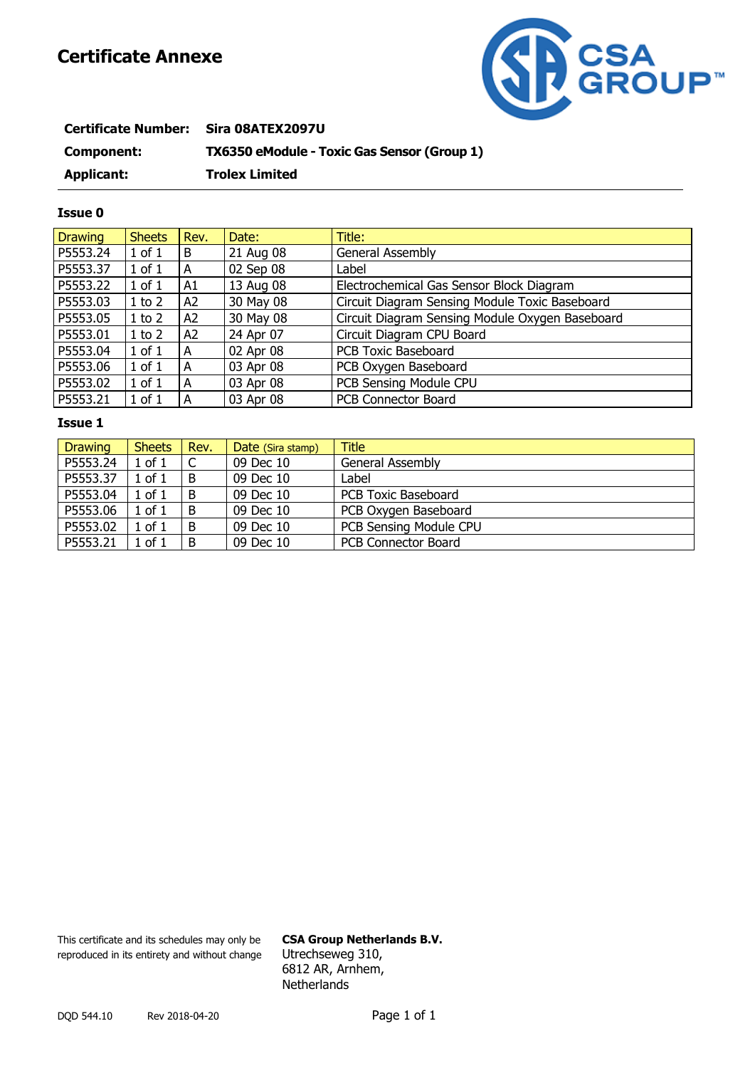# Certificate Annexe

**Certificate Number:** **Sira 08ATEX2097U**

**Component:** **TX6350 eModule - Toxic Gas Sensor (Group 1)**

**Applicant:** **Trolex Limited**

---

### Issue 0

| Drawing | Sheets | Rev. | Date: | Title: |
|---|---|---|---|---|
| P5553.24 | 1 of 1 | B | 21 Aug 08 | General Assembly |
| P5553.37 | 1 of 1 | A | 02 Sep 08 | Label |
| P5553.22 | 1 of 1 | A1 | 13 Aug 08 | Electrochemical Gas Sensor Block Diagram |
| P5553.03 | 1 to 2 | A2 | 30 May 08 | Circuit Diagram Sensing Module Toxic Baseboard |
| P5553.05 | 1 to 2 | A2 | 30 May 08 | Circuit Diagram Sensing Module Oxygen Baseboard |
| P5553.01 | 1 to 2 | A2 | 24 Apr 07 | Circuit Diagram CPU Board |
| P5553.04 | 1 of 1 | A | 02 Apr 08 | PCB Toxic Baseboard |
| P5553.06 | 1 of 1 | A | 03 Apr 08 | PCB Oxygen Baseboard |
| P5553.02 | 1 of 1 | A | 03 Apr 08 | PCB Sensing Module CPU |
| P5553.21 | 1 of 1 | A | 03 Apr 08 | PCB Connector Board |

### Issue 1

| Drawing | Sheets | Rev. | Date (Sira stamp) | Title |
|---|---|---|---|---|
| P5553.24 | 1 of 1 | C | 09 Dec 10 | General Assembly |
| P5553.37 | 1 of 1 | B | 09 Dec 10 | Label |
| P5553.04 | 1 of 1 | B | 09 Dec 10 | PCB Toxic Baseboard |
| P5553.06 | 1 of 1 | B | 09 Dec 10 | PCB Oxygen Baseboard |
| P5553.02 | 1 of 1 | B | 09 Dec 10 | PCB Sensing Module CPU |
| P5553.21 | 1 of 1 | B | 09 Dec 10 | PCB Connector Board |

This certificate and its schedules may only be reproduced in its entirety and without change

**CSA Group Netherlands B.V.**
Utrechseweg 310,
6812 AR, Arnhem,
Netherlands

DQD 544.10 Rev 2018-04-20